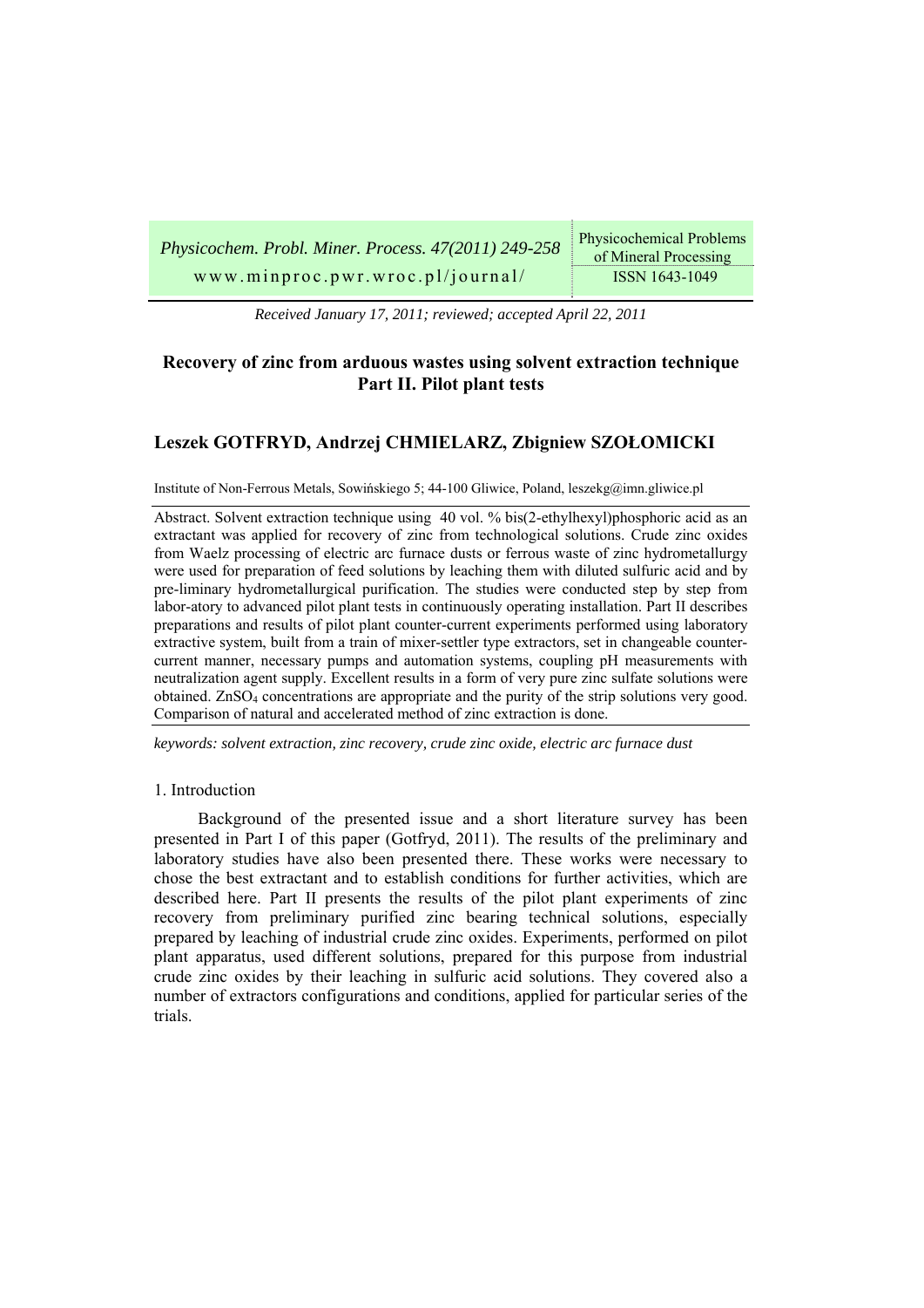*Received January 17, 2011; reviewed; accepted April 22, 2011*

# Recovery of zinc from arduous wastes using solvent extraction technique Part II. Pilot plant tests

## Leszek GOTFRYD, Andrzej CHMIELARZ, Zbigniew SZOŁOMICKI

Institute of Non-Ferrous Metals, Sowińskiego 5; 44-100 Gliwice, Poland, leszekg@imn.gliwice.pl

Abstract. Solvent extraction technique using 40 vol. % bis(2-ethylhexyl)phosphoric acid as an extractant was applied for recovery of zinc from technological solutions. Crude zinc oxides from Waelz processing of electric arc furnace dusts or ferrous waste of zinc hydrometallurgy were used for preparation of feed solutions by leaching them with diluted sulfuric acid and by pre-liminary hydrometallurgical purification. The studies were conducted step by step from labor-atory to advanced pilot plant tests in continuously operating installation. Part II describes preparations and results of pilot plant counter-current experiments performed using laboratory extractive system, built from a train of mixer-settler type extractors, set in changeable counter-current manner, necessary pumps and automation systems, coupling pH measurements with neutralization agent supply. Excellent results in a form of very pure zinc sulfate solutions were obtained. $ZnSO_4$ concentrations are appropriate and the purity of the strip solutions very good. Comparison of natural and accelerated method of zinc extraction is done.

*keywords: solvent extraction, zinc recovery, crude zinc oxide, electric arc furnace dust*

## 1. Introduction

Background of the presented issue and a short literature survey has been presented in Part I of this paper (Gotfryd, 2011). The results of the preliminary and laboratory studies have also been presented there. These works were necessary to chose the best extractant and to establish conditions for further activities, which are described here. Part II presents the results of the pilot plant experiments of zinc recovery from preliminary purified zinc bearing technical solutions, especially prepared by leaching of industrial crude zinc oxides. Experiments, performed on pilot plant apparatus, used different solutions, prepared for this purpose from industrial crude zinc oxides by their leaching in sulfuric acid solutions. They covered also a number of extractors configurations and conditions, applied for particular series of the trials.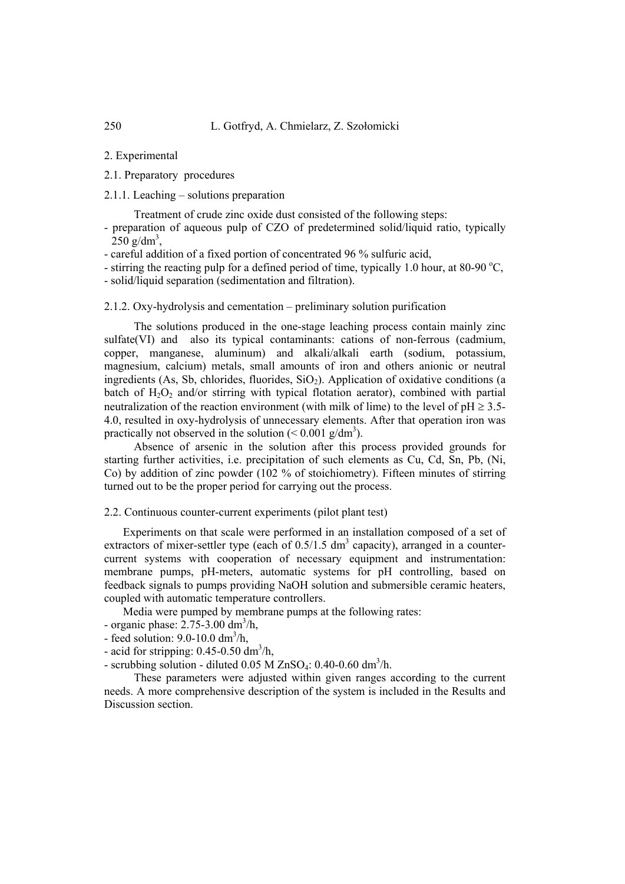## 2. Experimental

### 2.1. Preparatory procedures

#### 2.1.1. Leaching – solutions preparation

Treatment of crude zinc oxide dust consisted of the following steps:

- preparation of aqueous pulp of CZO of predetermined solid/liquid ratio, typically 250 g/dm$^3$,
- careful addition of a fixed portion of concentrated 96 % sulfuric acid,
- stirring the reacting pulp for a defined period of time, typically 1.0 hour, at 80-90 $^o$C,
- solid/liquid separation (sedimentation and filtration).

#### 2.1.2. Oxy-hydrolysis and cementation – preliminary solution purification

The solutions produced in the one-stage leaching process contain mainly zinc sulfate(VI) and also its typical contaminants: cations of non-ferrous (cadmium, copper, manganese, aluminum) and alkali/alkali earth (sodium, potassium, magnesium, calcium) metals, small amounts of iron and others anionic or neutral ingredients (As, Sb, chlorides, fluorides, $SiO_2$). Application of oxidative conditions (a batch of $H_2O_2$ and/or stirring with typical flotation aerator), combined with partial neutralization of the reaction environment (with milk of lime) to the level of pH $\geq$ 3.5-4.0, resulted in oxy-hydrolysis of unnecessary elements. After that operation iron was practically not observed in the solution (< 0.001 g/dm$^3$).

Absence of arsenic in the solution after this process provided grounds for starting further activities, i.e. precipitation of such elements as Cu, Cd, Sn, Pb, (Ni, Co) by addition of zinc powder (102 % of stoichiometry). Fifteen minutes of stirring turned out to be the proper period for carrying out the process.

### 2.2. Continuous counter-current experiments (pilot plant test)

Experiments on that scale were performed in an installation composed of a set of extractors of mixer-settler type (each of 0.5/1.5 dm$^3$ capacity), arranged in a counter-current systems with cooperation of necessary equipment and instrumentation: membrane pumps, pH-meters, automatic systems for pH controlling, based on feedback signals to pumps providing NaOH solution and submersible ceramic heaters, coupled with automatic temperature controllers.

Media were pumped by membrane pumps at the following rates:

- organic phase: 2.75-3.00 dm$^3$/h,
- feed solution: 9.0-10.0 dm$^3$/h,
- acid for stripping: 0.45-0.50 dm$^3$/h,
- scrubbing solution - diluted 0.05 M $ZnSO_4$: 0.40-0.60 dm$^3$/h.

These parameters were adjusted within given ranges according to the current needs. A more comprehensive description of the system is included in the Results and Discussion section.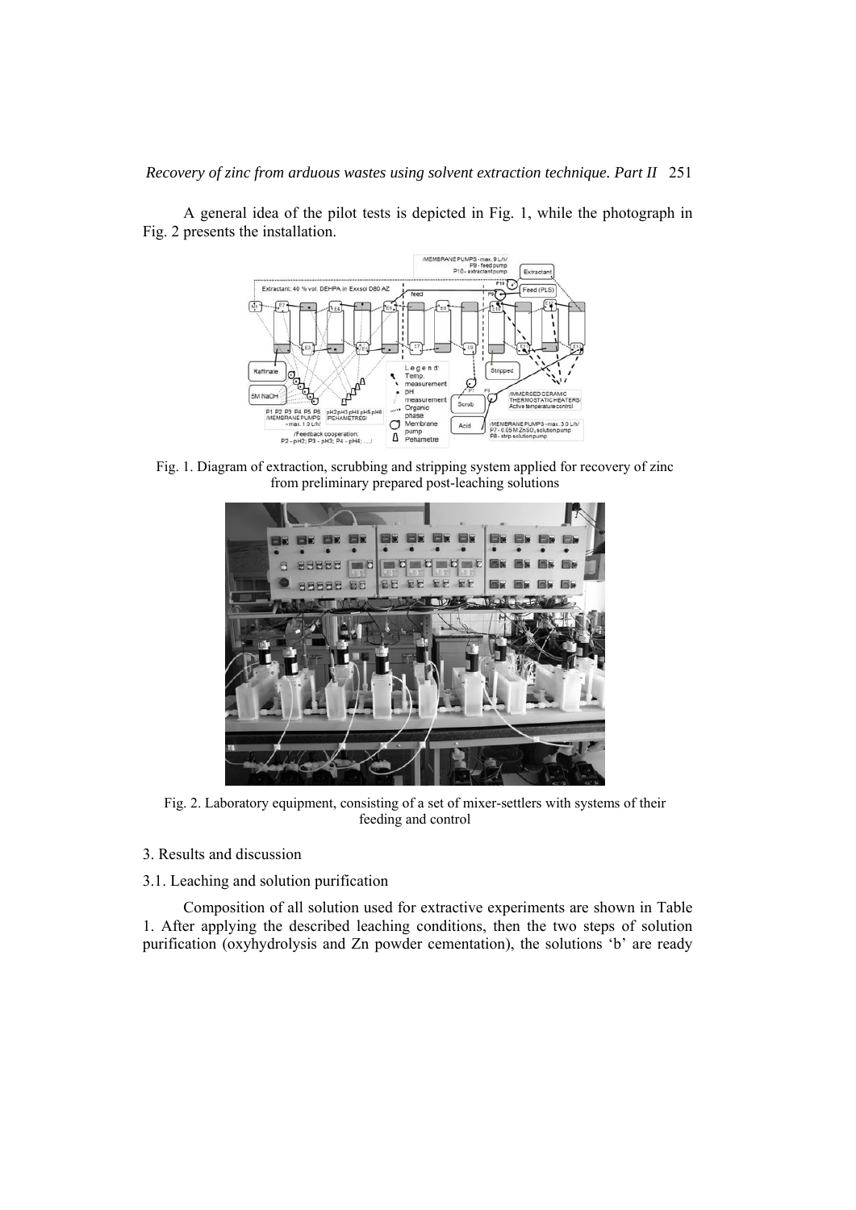A general idea of the pilot tests is depicted in Fig. 1, while the photograph in Fig. 2 presents the installation.

Fig. 1. Diagram of extraction, scrubbing and stripping system applied for recovery of zinc from preliminary prepared post-leaching solutions

Fig. 2. Laboratory equipment, consisting of a set of mixer-settlers with systems of their feeding and control

## 3. Results and discussion

### 3.1. Leaching and solution purification

Composition of all solution used for extractive experiments are shown in Table 1. After applying the described leaching conditions, then the two steps of solution purification (oxyhydrolysis and Zn powder cementation), the solutions 'b' are ready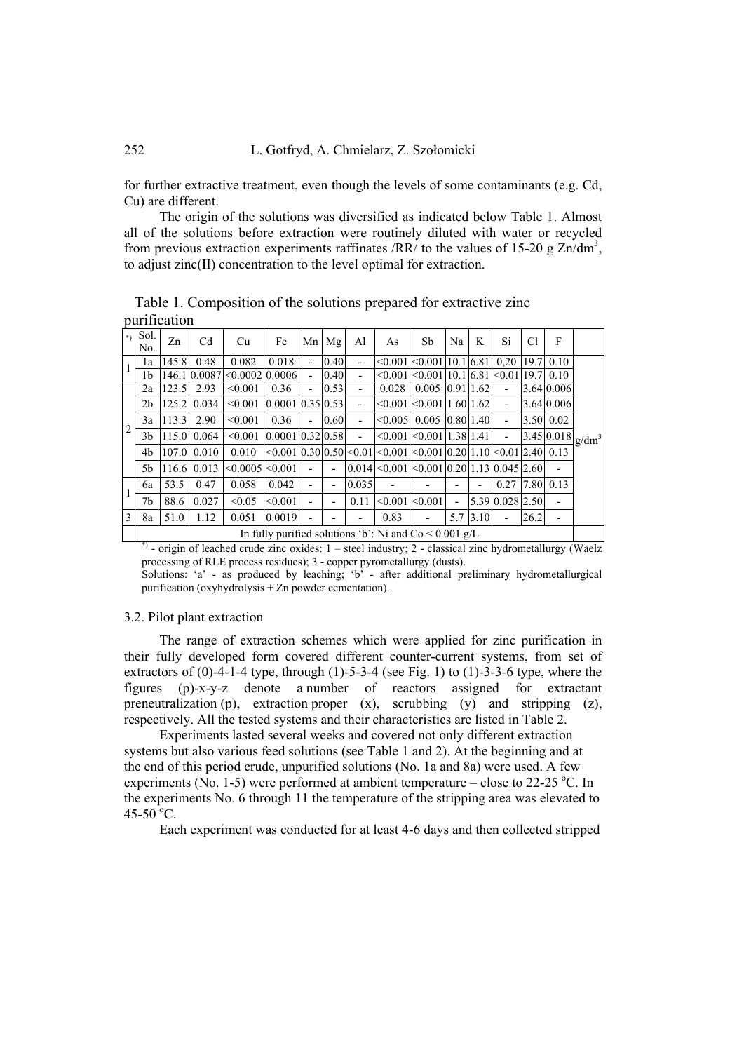for further extractive treatment, even though the levels of some contaminants (e.g. Cd, Cu) are different.

The origin of the solutions was diversified as indicated below Table 1. Almost all of the solutions before extraction were routinely diluted with water or recycled from previous extraction experiments raffinates /RR/ to the values of 15-20 g Zn/dm$^3$, to adjust zinc(II) concentration to the level optimal for extraction.

Table 1. Composition of the solutions prepared for extractive zinc purification

| *) | Sol. No. | Zn | Cd | Cu | Fe | Mn | Mg | Al | As | Sb | Na | K | Si | Cl | F | |
|---|---|---|---|---|---|---|---|---|---|---|---|---|---|---|---|---|
| 1 | 1a | 145.8 | 0.48 | 0.082 | 0.018 | - | 0.40 | - | <0.001 | <0.001 | 10.1 | 6.81 | 0,20 | 19.7 | 0.10 | g/dm$^3$ |
| | 1b | 146.1 | 0.0087 | <0.0002 | 0.0006 | - | 0.40 | - | <0.001 | <0.001 | 10.1 | 6.81 | <0.01 | 19.7 | 0.10 | |
| 2 | 2a | 123.5 | 2.93 | <0.001 | 0.36 | - | 0.53 | - | 0.028 | 0.005 | 0.91 | 1.62 | - | 3.64 | 0.006 | |
| | 2b | 125.2 | 0.034 | <0.001 | 0.0001 | 0.35 | 0.53 | - | <0.001 | <0.001 | 1.60 | 1.62 | - | 3.64 | 0.006 | |
| | 3a | 113.3 | 2.90 | <0.001 | 0.36 | - | 0.60 | - | <0.005 | 0.005 | 0.80 | 1.40 | - | 3.50 | 0.02 | |
| | 3b | 115.0 | 0.064 | <0.001 | 0.0001 | 0.32 | 0.58 | - | <0.001 | <0.001 | 1.38 | 1.41 | - | 3.45 | 0.018 | |
| | 4b | 107.0 | 0.010 | 0.010 | <0.001 | 0.30 | 0.50 | <0.01 | <0.001 | <0.001 | 0.20 | 1.10 | <0.01 | 2.40 | 0.13 | |
| | 5b | 116.6 | 0.013 | <0.0005 | <0.001 | - | - | 0.014 | <0.001 | <0.001 | 0.20 | 1.13 | 0.045 | 2.60 | - | |
| 1 | 6a | 53.5 | 0.47 | 0.058 | 0.042 | - | - | 0.035 | - | - | - | - | 0.27 | 7.80 | 0.13 | |
| | 7b | 88.6 | 0.027 | <0.05 | <0.001 | - | - | 0.11 | <0.001 | <0.001 | - | 5.39 | 0.028 | 2.50 | - | |
| 3 | 8a | 51.0 | 1.12 | 0.051 | 0.0019 | - | - | - | 0.83 | - | 5.7 | 3.10 | - | 26.2 | - | |
| | In fully purified solutions 'b': Ni and Co < 0.001 g/L | | | | | | | | | | | | | | | |

*) - origin of leached crude zinc oxides: 1 – steel industry; 2 - classical zinc hydrometallurgy (Waelz processing of RLE process residues); 3 - copper pyrometallurgy (dusts).
Solutions: 'a' - as produced by leaching; 'b' - after additional preliminary hydrometallurgical purification (oxyhydrolysis + Zn powder cementation).

### 3.2. Pilot plant extraction

The range of extraction schemes which were applied for zinc purification in their fully developed form covered different counter-current systems, from set of extractors of (0)-4-1-4 type, through (1)-5-3-4 (see Fig. 1) to (1)-3-3-6 type, where the figures (p)-x-y-z denote a number of reactors assigned for extractant preneutralization (p), extraction proper (x), scrubbing (y) and stripping (z), respectively. All the tested systems and their characteristics are listed in Table 2.

Experiments lasted several weeks and covered not only different extraction systems but also various feed solutions (see Table 1 and 2). At the beginning and at the end of this period crude, unpurified solutions (No. 1a and 8a) were used. A few experiments (No. 1-5) were performed at ambient temperature – close to 22-25 °C. In the experiments No. 6 through 11 the temperature of the stripping area was elevated to 45-50 °C.

Each experiment was conducted for at least 4-6 days and then collected stripped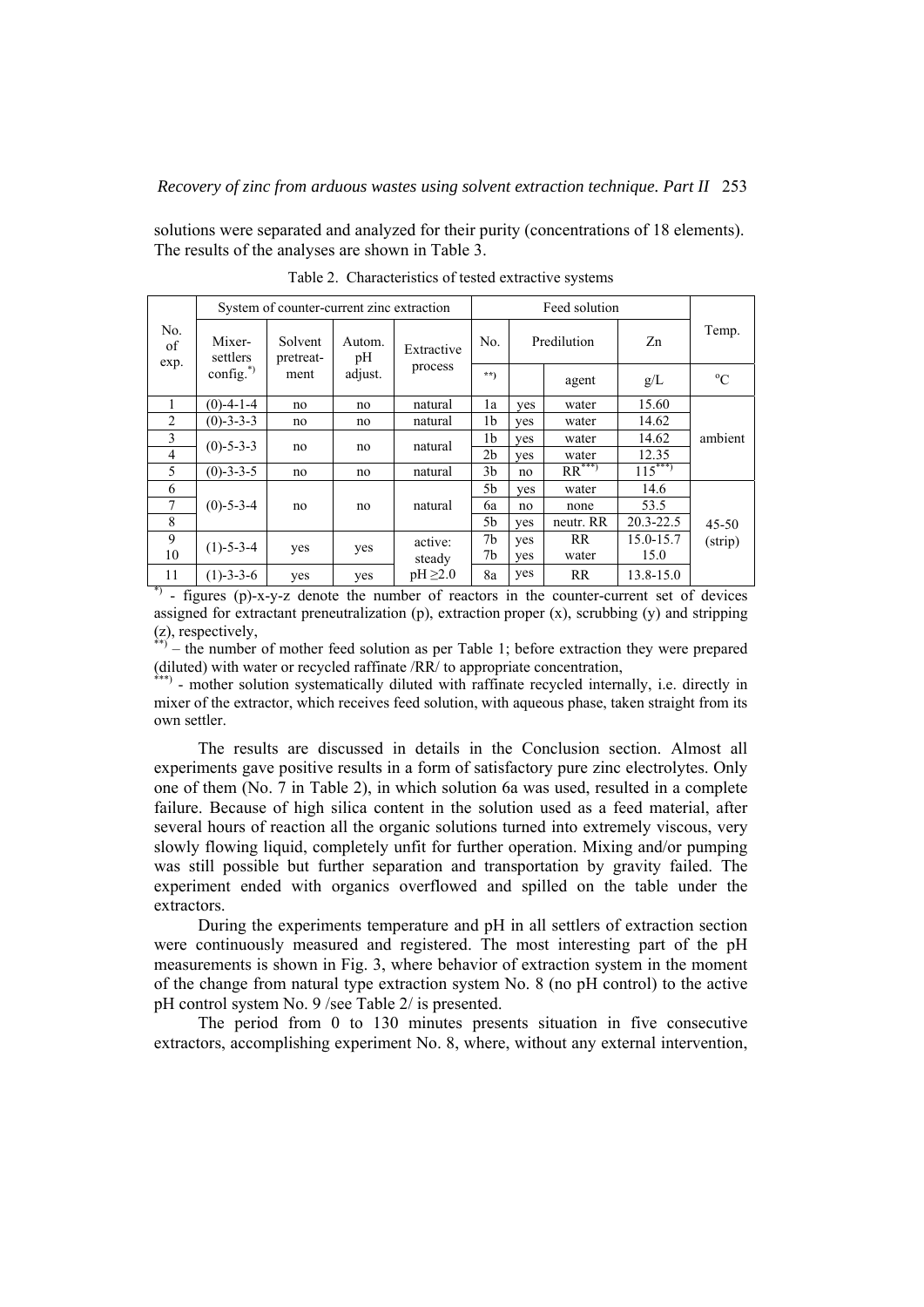solutions were separated and analyzed for their purity (concentrations of 18 elements). The results of the analyses are shown in Table 3.

Table 2. Characteristics of tested extractive systems

| No. of exp. | System of counter-current zinc extraction | | | | Feed solution | | | | Temp. |
|---|---|---|---|---|---|---|---|---|---|
| | Mixer-settlers config.*) | Solvent pretreat-ment | Autom. pH adjust. | Extractive process | No. | Predilution | | Zn | |
| | | | | | **) | | agent | g/L | °C |
| 1 | (0)-4-1-4 | no | no | natural | 1a | yes | water | 15.60 | ambient |
| 2 | (0)-3-3-3 | no | no | natural | 1b | yes | water | 14.62 | |
| 3 | (0)-5-3-3 | no | no | natural | 1b | yes | water | 14.62 | |
| 4 | | | | | 2b | yes | water | 12.35 | |
| 5 | (0)-3-3-5 | no | no | natural | 3b | no | RR***) | 115***) | |
| 6 | (0)-5-3-4 | no | no | natural | 5b | yes | water | 14.6 | 45-50 (strip) |
| 7 | | | | | 6a | no | none | 53.5 | |
| 8 | | | | | 5b | yes | neutr. RR | 20.3-22.5 | |
| 9 | (1)-5-3-4 | yes | yes | active: steady pH ≥2.0 | 7b | yes | RR | 15.0-15.7 | |
| 10 | | | | | 7b | yes | water | 15.0 | |
| 11 | (1)-3-3-6 | yes | yes | | 8a | yes | RR | 13.8-15.0 | |

*) - figures (p)-x-y-z denote the number of reactors in the counter-current set of devices assigned for extractant preneutralization (p), extraction proper (x), scrubbing (y) and stripping (z), respectively,

**) – the number of mother feed solution as per Table 1; before extraction they were prepared (diluted) with water or recycled raffinate /RR/ to appropriate concentration,

***) - mother solution systematically diluted with raffinate recycled internally, i.e. directly in mixer of the extractor, which receives feed solution, with aqueous phase, taken straight from its own settler.

The results are discussed in details in the Conclusion section. Almost all experiments gave positive results in a form of satisfactory pure zinc electrolytes. Only one of them (No. 7 in Table 2), in which solution 6a was used, resulted in a complete failure. Because of high silica content in the solution used as a feed material, after several hours of reaction all the organic solutions turned into extremely viscous, very slowly flowing liquid, completely unfit for further operation. Mixing and/or pumping was still possible but further separation and transportation by gravity failed. The experiment ended with organics overflowed and spilled on the table under the extractors.

During the experiments temperature and pH in all settlers of extraction section were continuously measured and registered. The most interesting part of the pH measurements is shown in Fig. 3, where behavior of extraction system in the moment of the change from natural type extraction system No. 8 (no pH control) to the active pH control system No. 9 /see Table 2/ is presented.

The period from 0 to 130 minutes presents situation in five consecutive extractors, accomplishing experiment No. 8, where, without any external intervention,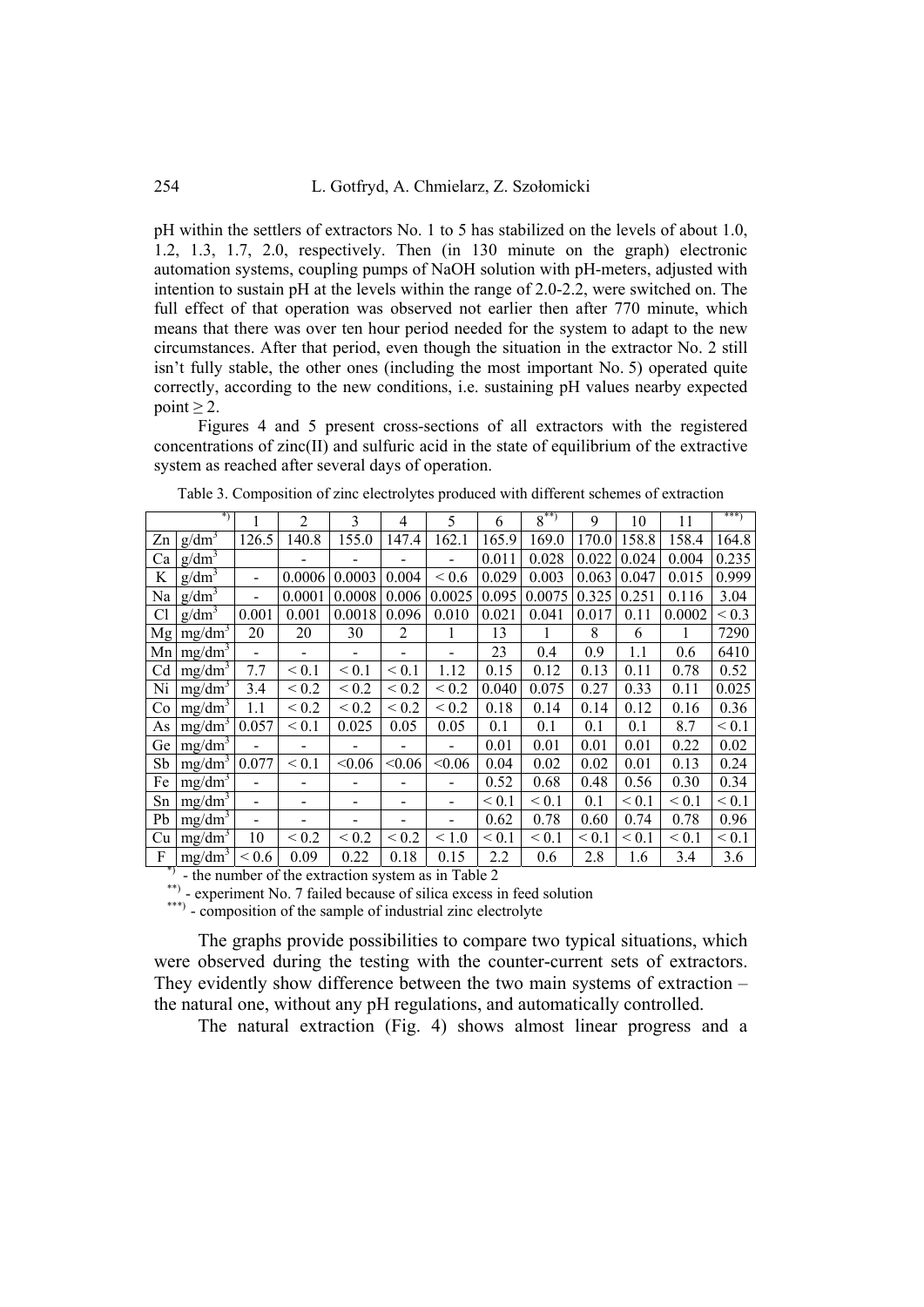pH within the settlers of extractors No. 1 to 5 has stabilized on the levels of about 1.0, 1.2, 1.3, 1.7, 2.0, respectively. Then (in 130 minute on the graph) electronic automation systems, coupling pumps of NaOH solution with pH-meters, adjusted with intention to sustain pH at the levels within the range of 2.0-2.2, were switched on. The full effect of that operation was observed not earlier then after 770 minute, which means that there was over ten hour period needed for the system to adapt to the new circumstances. After that period, even though the situation in the extractor No. 2 still isn't fully stable, the other ones (including the most important No. 5) operated quite correctly, according to the new conditions, i.e. sustaining pH values nearby expected point ≥ 2.

Figures 4 and 5 present cross-sections of all extractors with the registered concentrations of zinc(II) and sulfuric acid in the state of equilibrium of the extractive system as reached after several days of operation.

Table 3. Composition of zinc electrolytes produced with different schemes of extraction

| | *) | 1 | 2 | 3 | 4 | 5 | 6 | 8**) | 9 | 10 | 11 | ***) |
|---|---|---|---|---|---|---|---|---|---|---|---|---|
| Zn | $g/dm^3$ | 126.5 | 140.8 | 155.0 | 147.4 | 162.1 | 165.9 | 169.0 | 170.0 | 158.8 | 158.4 | 164.8 |
| Ca | $g/dm^3$ | | - | - | - | - | 0.011 | 0.028 | 0.022 | 0.024 | 0.004 | 0.235 |
| K | $g/dm^3$ | - | 0.0006 | 0.0003 | 0.004 | < 0.6 | 0.029 | 0.003 | 0.063 | 0.047 | 0.015 | 0.999 |
| Na | $g/dm^3$ | - | 0.0001 | 0.0008 | 0.006 | 0.0025 | 0.095 | 0.0075 | 0.325 | 0.251 | 0.116 | 3.04 |
| Cl | $g/dm^3$ | 0.001 | 0.001 | 0.0018 | 0.096 | 0.010 | 0.021 | 0.041 | 0.017 | 0.11 | 0.0002 | < 0.3 |
| Mg | $mg/dm^3$ | 20 | 20 | 30 | 2 | 1 | 13 | 1 | 8 | 6 | 1 | 7290 |
| Mn | $mg/dm^3$ | - | - | - | - | - | 23 | 0.4 | 0.9 | 1.1 | 0.6 | 6410 |
| Cd | $mg/dm^3$ | 7.7 | < 0.1 | < 0.1 | < 0.1 | 1.12 | 0.15 | 0.12 | 0.13 | 0.11 | 0.78 | 0.52 |
| Ni | $mg/dm^3$ | 3.4 | < 0.2 | < 0.2 | < 0.2 | < 0.2 | 0.040 | 0.075 | 0.27 | 0.33 | 0.11 | 0.025 |
| Co | $mg/dm^3$ | 1.1 | < 0.2 | < 0.2 | < 0.2 | < 0.2 | 0.18 | 0.14 | 0.14 | 0.12 | 0.16 | 0.36 |
| As | $mg/dm^3$ | 0.057 | < 0.1 | 0.025 | 0.05 | 0.05 | 0.1 | 0.1 | 0.1 | 0.1 | 8.7 | < 0.1 |
| Ge | $mg/dm^3$ | - | - | - | - | - | 0.01 | 0.01 | 0.01 | 0.01 | 0.22 | 0.02 |
| Sb | $mg/dm^3$ | 0.077 | < 0.1 | <0.06 | <0.06 | <0.06 | 0.04 | 0.02 | 0.02 | 0.01 | 0.13 | 0.24 |
| Fe | $mg/dm^3$ | - | - | - | - | - | 0.52 | 0.68 | 0.48 | 0.56 | 0.30 | 0.34 |
| Sn | $mg/dm^3$ | - | - | - | - | - | < 0.1 | < 0.1 | 0.1 | < 0.1 | < 0.1 | < 0.1 |
| Pb | $mg/dm^3$ | - | - | - | - | - | 0.62 | 0.78 | 0.60 | 0.74 | 0.78 | 0.96 |
| Cu | $mg/dm^3$ | 10 | < 0.2 | < 0.2 | < 0.2 | < 1.0 | < 0.1 | < 0.1 | < 0.1 | < 0.1 | < 0.1 | < 0.1 |
| F | $mg/dm^3$ | < 0.6 | 0.09 | 0.22 | 0.18 | 0.15 | 2.2 | 0.6 | 2.8 | 1.6 | 3.4 | 3.6 |

*) - the number of the extraction system as in Table 2

**) - experiment No. 7 failed because of silica excess in feed solution

***) - composition of the sample of industrial zinc electrolyte

The graphs provide possibilities to compare two typical situations, which were observed during the testing with the counter-current sets of extractors. They evidently show difference between the two main systems of extraction – the natural one, without any pH regulations, and automatically controlled.

The natural extraction (Fig. 4) shows almost linear progress and a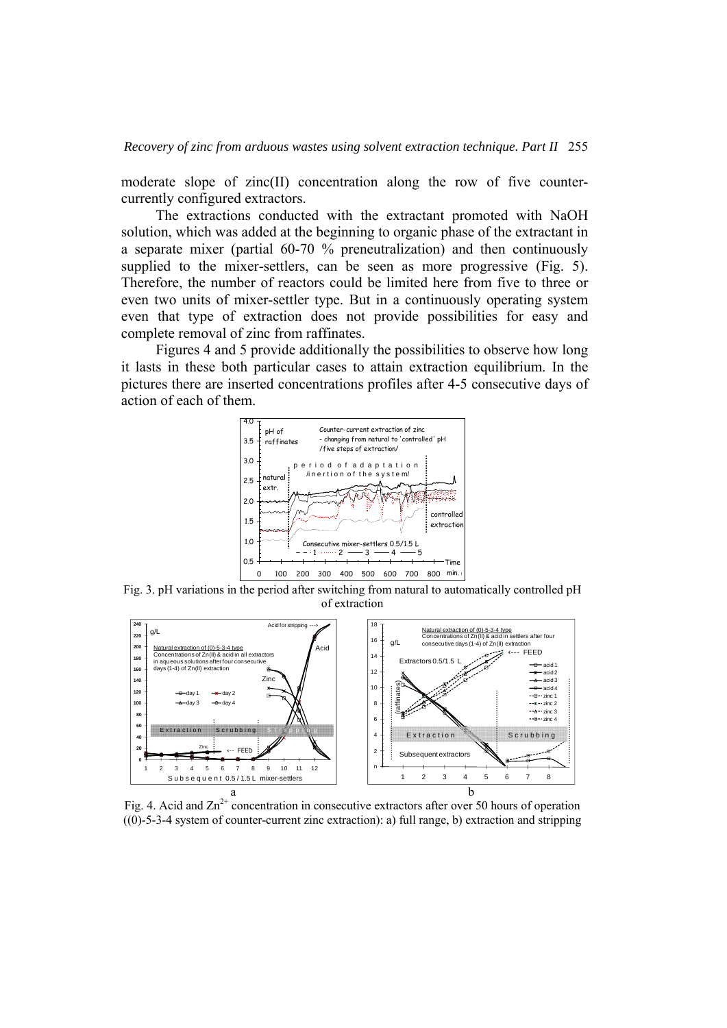moderate slope of zinc(II) concentration along the row of five counter-currently configured extractors.

The extractions conducted with the extractant promoted with NaOH solution, which was added at the beginning to organic phase of the extractant in a separate mixer (partial 60-70 % preneutralization) and then continuously supplied to the mixer-settlers, can be seen as more progressive (Fig. 5). Therefore, the number of reactors could be limited here from five to three or even two units of mixer-settler type. But in a continuously operating system even that type of extraction does not provide possibilities for easy and complete removal of zinc from raffinates.

Figures 4 and 5 provide additionally the possibilities to observe how long it lasts in these both particular cases to attain extraction equilibrium. In the pictures there are inserted concentrations profiles after 4-5 consecutive days of action of each of them.

Fig. 3. pH variations in the period after switching from natural to automatically controlled pH of extraction

Fig. 4. Acid and $Zn^{2+}$ concentration in consecutive extractors after over 50 hours of operation ((0)-5-3-4 system of counter-current zinc extraction): a) full range, b) extraction and stripping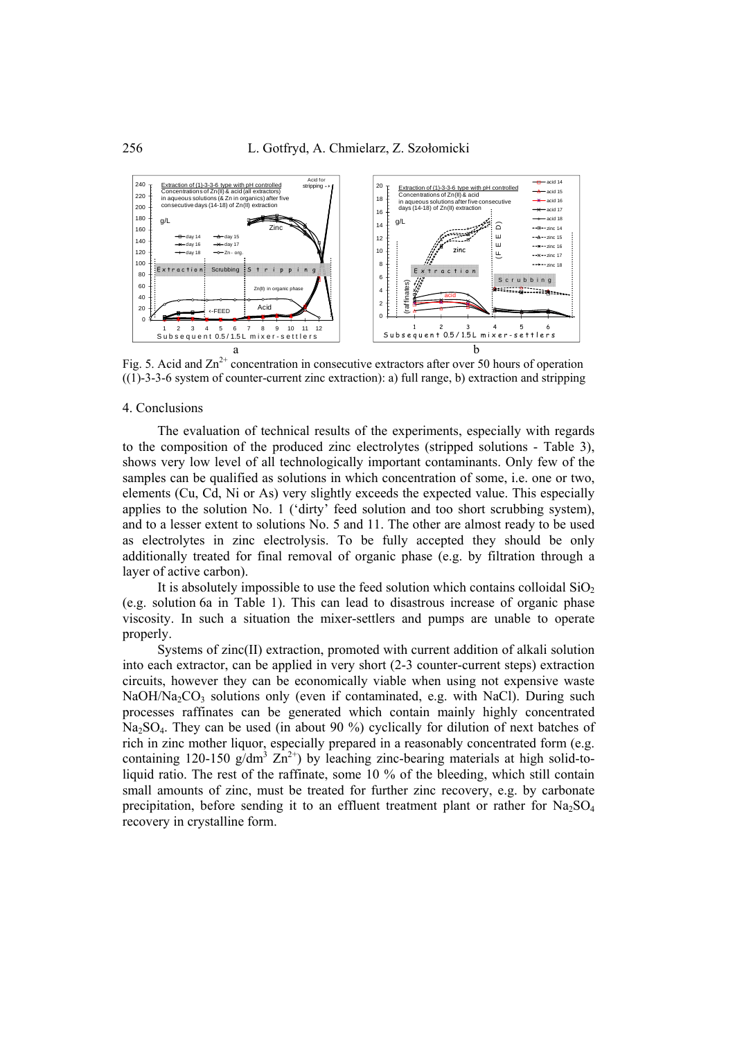Fig. 5. Acid and $Zn^{2+}$ concentration in consecutive extractors after over 50 hours of operation ((1)-3-3-6 system of counter-current zinc extraction): a) full range, b) extraction and stripping

## 4. Conclusions

The evaluation of technical results of the experiments, especially with regards to the composition of the produced zinc electrolytes (stripped solutions - Table 3), shows very low level of all technologically important contaminants. Only few of the samples can be qualified as solutions in which concentration of some, i.e. one or two, elements (Cu, Cd, Ni or As) very slightly exceeds the expected value. This especially applies to the solution No. 1 ('dirty' feed solution and too short scrubbing system), and to a lesser extent to solutions No. 5 and 11. The other are almost ready to be used as electrolytes in zinc electrolysis. To be fully accepted they should be only additionally treated for final removal of organic phase (e.g. by filtration through a layer of active carbon).

It is absolutely impossible to use the feed solution which contains colloidal $SiO_2$ (e.g. solution 6a in Table 1). This can lead to disastrous increase of organic phase viscosity. In such a situation the mixer-settlers and pumps are unable to operate properly.

Systems of zinc(II) extraction, promoted with current addition of alkali solution into each extractor, can be applied in very short (2-3 counter-current steps) extraction circuits, however they can be economically viable when using not expensive waste $NaOH/Na_2CO_3$ solutions only (even if contaminated, e.g. with NaCl). During such processes raffinates can be generated which contain mainly highly concentrated $Na_2SO_4$. They can be used (in about 90 %) cyclically for dilution of next batches of rich in zinc mother liquor, especially prepared in a reasonably concentrated form (e.g. containing 120-150 $g/dm^3$ $Zn^{2+}$) by leaching zinc-bearing materials at high solid-to-liquid ratio. The rest of the raffinate, some 10 % of the bleeding, which still contain small amounts of zinc, must be treated for further zinc recovery, e.g. by carbonate precipitation, before sending it to an effluent treatment plant or rather for $Na_2SO_4$ recovery in crystalline form.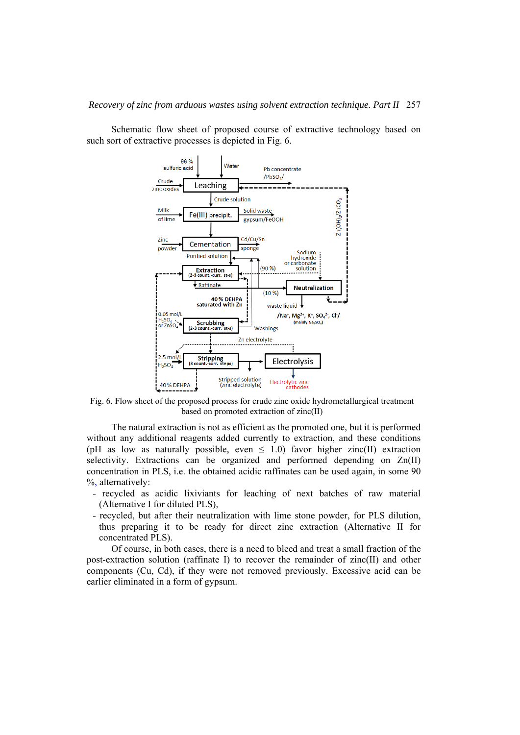Schematic flow sheet of proposed course of extractive technology based on such sort of extractive processes is depicted in Fig. 6.

Fig. 6. Flow sheet of the proposed process for crude zinc oxide hydrometallurgical treatment based on promoted extraction of zinc(II)

The natural extraction is not as efficient as the promoted one, but it is performed without any additional reagents added currently to extraction, and these conditions (pH as low as naturally possible, even $\leq$ 1.0) favor higher zinc(II) extraction selectivity. Extractions can be organized and performed depending on Zn(II) concentration in PLS, i.e. the obtained acidic raffinates can be used again, in some 90 %, alternatively:

- recycled as acidic lixiviants for leaching of next batches of raw material (Alternative I for diluted PLS),
- recycled, but after their neutralization with lime stone powder, for PLS dilution, thus preparing it to be ready for direct zinc extraction (Alternative II for concentrated PLS).

Of course, in both cases, there is a need to bleed and treat a small fraction of the post-extraction solution (raffinate I) to recover the remainder of zinc(II) and other components (Cu, Cd), if they were not removed previously. Excessive acid can be earlier eliminated in a form of gypsum.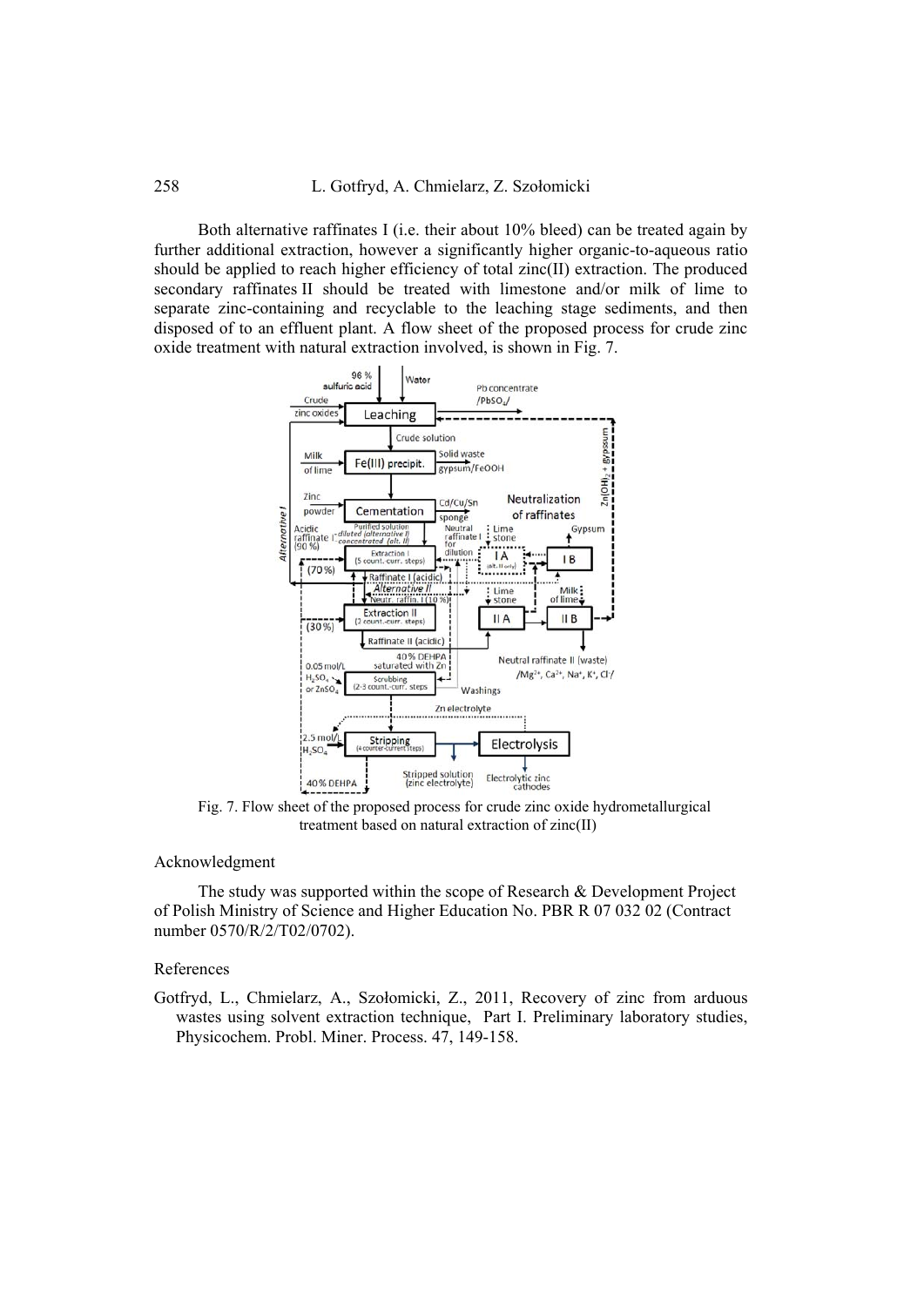Both alternative raffinates I (i.e. their about 10% bleed) can be treated again by further additional extraction, however a significantly higher organic-to-aqueous ratio should be applied to reach higher efficiency of total zinc(II) extraction. The produced secondary raffinates II should be treated with limestone and/or milk of lime to separate zinc-containing and recyclable to the leaching stage sediments, and then disposed of to an effluent plant. A flow sheet of the proposed process for crude zinc oxide treatment with natural extraction involved, is shown in Fig. 7.

96 % sulfuric acid
Water
Crude zinc oxides
Leaching
Pb concentrate /$PbSO_4$/
Crude solution
Milk of lime
Fe(III) precipit.
Solid waste gypsum/FeOOH
$Zn(OH)_2$ + gypsum
Zinc powder
Cementation
Cd/Cu/Sn sponge
Neutralization of raffinates
Alternative I
Acidic raffinate I (90 %)
Purified solution - diluted (alternative I) - concentrated (alt. II)
Neutral raffinate I for dilution
Lime stone
Gypsum
Extraction I (5 count. curr. steps)
I A (alt. II only)
I B
(70 %)
Raffinate I (acidic)
Alternative II
Neutr. raffin. I (10 %)
Lime stone
Milk of lime
Extraction II (2 count.-curr. steps)
II A
II B
(30 %)
Raffinate II (acidic)
40 % DEHPA saturated with Zn
Neutral raffinate II (waste) /$Mg^{2+}$, $Ca^{2+}$, $Na^{+}$, $K^{+}$, $Cl^{-}$/
0.05 mol/L $H_2SO_4$ or $ZnSO_4$
Scrubbing (2-3 count.-curr. steps)
Washings
Zn electrolyte
2.5 mol/L $H_2SO_4$
Stripping (4 counter-current steps)
Electrolysis
40% DEHPA
Stripped solution (zinc electrolyte)
Electrolytic zinc cathodes

Fig. 7. Flow sheet of the proposed process for crude zinc oxide hydrometallurgical treatment based on natural extraction of zinc(II)

## Acknowledgment

The study was supported within the scope of Research & Development Project of Polish Ministry of Science and Higher Education No. PBR R 07 032 02 (Contract number 0570/R/2/T02/0702).

## References

Gotfryd, L., Chmielarz, A., Szołomicki, Z., 2011, Recovery of zinc from arduous wastes using solvent extraction technique, Part I. Preliminary laboratory studies, Physicochem. Probl. Miner. Process. 47, 149-158.